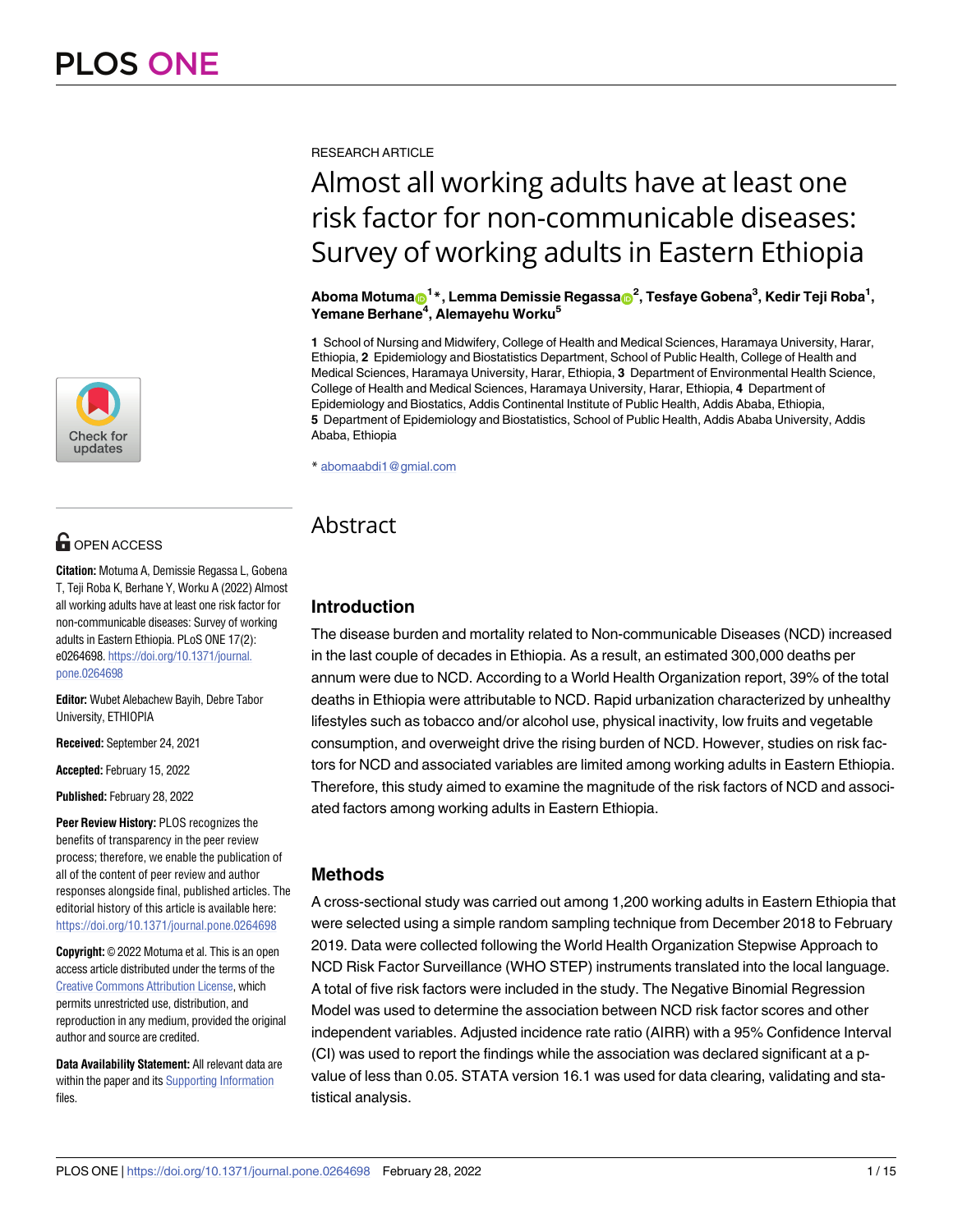RESEARCH ARTICLE

# Almost all working adults have at least one risk factor for non-communicable diseases: Survey of working adults in Eastern Ethiopia

**Aboma Motuma[1]*, Lemma Demissie Regassa[2], Tesfaye Gobena[3], Kedir Teji Roba[1], Yemane Berhane[4], Alemayehu Worku[5]**

**1** School of Nursing and Midwifery, College of Health and Medical Sciences, Haramaya University, Harar, Ethiopia, **2** Epidemiology and Biostatistics Department, School of Public Health, College of Health and Medical Sciences, Haramaya University, Harar, Ethiopia, **3** Department of Environmental Health Science, College of Health and Medical Sciences, Haramaya University, Harar, Ethiopia, **4** Department of Epidemiology and Biostatics, Addis Continental Institute of Public Health, Addis Ababa, Ethiopia, **5** Department of Epidemiology and Biostatistics, School of Public Health, Addis Ababa University, Addis Ababa, Ethiopia

* abomaabdi1@gmial.com

OPEN ACCESS

**Citation:** Motuma A, Demissie Regassa L, Gobena T, Teji Roba K, Berhane Y, Worku A (2022) Almost all working adults have at least one risk factor for non-communicable diseases: Survey of working adults in Eastern Ethiopia. PLoS ONE 17(2): e0264698. https://doi.org/10.1371/journal.pone.0264698

**Editor:** Wubet Alebachew Bayih, Debre Tabor University, ETHIOPIA

**Received:** September 24, 2021

**Accepted:** February 15, 2022

**Published:** February 28, 2022

**Peer Review History:** PLOS recognizes the benefits of transparency in the peer review process; therefore, we enable the publication of all of the content of peer review and author responses alongside final, published articles. The editorial history of this article is available here: https://doi.org/10.1371/journal.pone.0264698

**Copyright:** © 2022 Motuma et al. This is an open access article distributed under the terms of the Creative Commons Attribution License, which permits unrestricted use, distribution, and reproduction in any medium, provided the original author and source are credited.

**Data Availability Statement:** All relevant data are within the paper and its Supporting Information files.

## Abstract

### Introduction

The disease burden and mortality related to Non-communicable Diseases (NCD) increased in the last couple of decades in Ethiopia. As a result, an estimated 300,000 deaths per annum were due to NCD. According to a World Health Organization report, 39% of the total deaths in Ethiopia were attributable to NCD. Rapid urbanization characterized by unhealthy lifestyles such as tobacco and/or alcohol use, physical inactivity, low fruits and vegetable consumption, and overweight drive the rising burden of NCD. However, studies on risk factors for NCD and associated variables are limited among working adults in Eastern Ethiopia. Therefore, this study aimed to examine the magnitude of the risk factors of NCD and associated factors among working adults in Eastern Ethiopia.

### Methods

A cross-sectional study was carried out among 1,200 working adults in Eastern Ethiopia that were selected using a simple random sampling technique from December 2018 to February 2019. Data were collected following the World Health Organization Stepwise Approach to NCD Risk Factor Surveillance (WHO STEP) instruments translated into the local language. A total of five risk factors were included in the study. The Negative Binomial Regression Model was used to determine the association between NCD risk factor scores and other independent variables. Adjusted incidence rate ratio (AIRR) with a 95% Confidence Interval (CI) was used to report the findings while the association was declared significant at a p-value of less than 0.05. STATA version 16.1 was used for data clearing, validating and statistical analysis.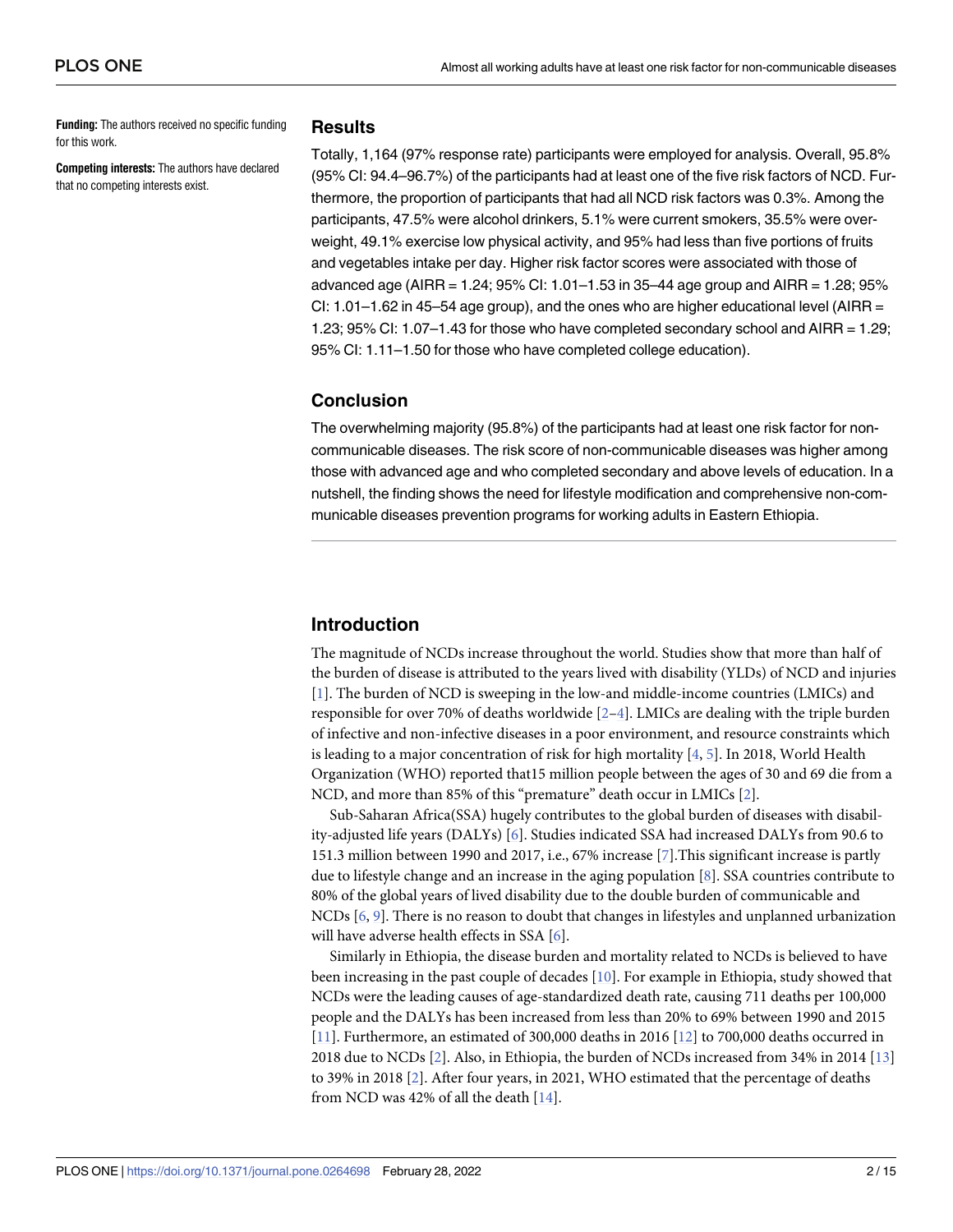**Funding:** The authors received no specific funding for this work.

**Competing interests:** The authors have declared that no competing interests exist.

## Results

Totally, 1,164 (97% response rate) participants were employed for analysis. Overall, 95.8% (95% CI: 94.4–96.7%) of the participants had at least one of the five risk factors of NCD. Furthermore, the proportion of participants that had all NCD risk factors was 0.3%. Among the participants, 47.5% were alcohol drinkers, 5.1% were current smokers, 35.5% were overweight, 49.1% exercise low physical activity, and 95% had less than five portions of fruits and vegetables intake per day. Higher risk factor scores were associated with those of advanced age (AIRR = 1.24; 95% CI: 1.01–1.53 in 35–44 age group and AIRR = 1.28; 95% CI: 1.01–1.62 in 45–54 age group), and the ones who are higher educational level (AIRR = 1.23; 95% CI: 1.07–1.43 for those who have completed secondary school and AIRR = 1.29; 95% CI: 1.11–1.50 for those who have completed college education).

## Conclusion

The overwhelming majority (95.8%) of the participants had at least one risk factor for non-communicable diseases. The risk score of non-communicable diseases was higher among those with advanced age and who completed secondary and above levels of education. In a nutshell, the finding shows the need for lifestyle modification and comprehensive non-communicable diseases prevention programs for working adults in Eastern Ethiopia.

## Introduction

The magnitude of NCDs increase throughout the world. Studies show that more than half of the burden of disease is attributed to the years lived with disability (YLDs) of NCD and injuries [1]. The burden of NCD is sweeping in the low-and middle-income countries (LMICs) and responsible for over 70% of deaths worldwide [2–4]. LMICs are dealing with the triple burden of infective and non-infective diseases in a poor environment, and resource constraints which is leading to a major concentration of risk for high mortality [4, 5]. In 2018, World Health Organization (WHO) reported that15 million people between the ages of 30 and 69 die from a NCD, and more than 85% of this "premature" death occur in LMICs [2].

Sub-Saharan Africa(SSA) hugely contributes to the global burden of diseases with disability-adjusted life years (DALYs) [6]. Studies indicated SSA had increased DALYs from 90.6 to 151.3 million between 1990 and 2017, i.e., 67% increase [7].This significant increase is partly due to lifestyle change and an increase in the aging population [8]. SSA countries contribute to 80% of the global years of lived disability due to the double burden of communicable and NCDs [6, 9]. There is no reason to doubt that changes in lifestyles and unplanned urbanization will have adverse health effects in SSA [6].

Similarly in Ethiopia, the disease burden and mortality related to NCDs is believed to have been increasing in the past couple of decades [10]. For example in Ethiopia, study showed that NCDs were the leading causes of age-standardized death rate, causing 711 deaths per 100,000 people and the DALYs has been increased from less than 20% to 69% between 1990 and 2015 [11]. Furthermore, an estimated of 300,000 deaths in 2016 [12] to 700,000 deaths occurred in 2018 due to NCDs [2]. Also, in Ethiopia, the burden of NCDs increased from 34% in 2014 [13] to 39% in 2018 [2]. After four years, in 2021, WHO estimated that the percentage of deaths from NCD was 42% of all the death [14].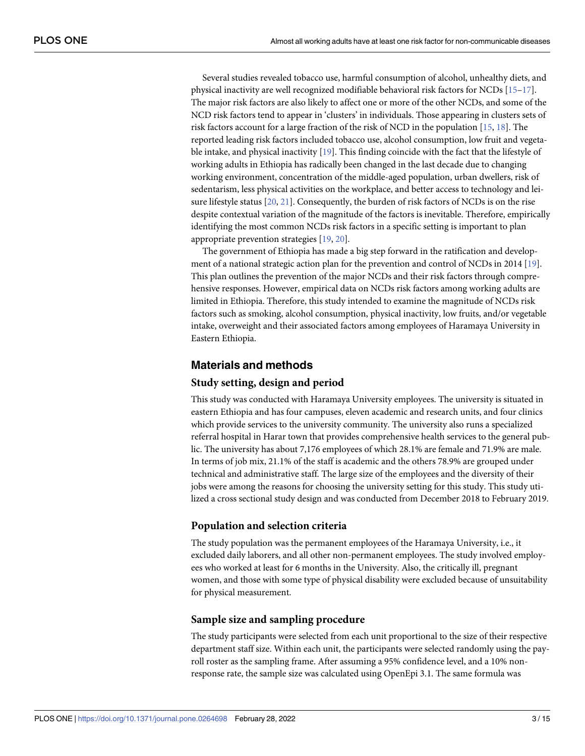Several studies revealed tobacco use, harmful consumption of alcohol, unhealthy diets, and physical inactivity are well recognized modifiable behavioral risk factors for NCDs [15–17]. The major risk factors are also likely to affect one or more of the other NCDs, and some of the NCD risk factors tend to appear in 'clusters' in individuals. Those appearing in clusters sets of risk factors account for a large fraction of the risk of NCD in the population [15, 18]. The reported leading risk factors included tobacco use, alcohol consumption, low fruit and vegetable intake, and physical inactivity [19]. This finding coincide with the fact that the lifestyle of working adults in Ethiopia has radically been changed in the last decade due to changing working environment, concentration of the middle-aged population, urban dwellers, risk of sedentarism, less physical activities on the workplace, and better access to technology and leisure lifestyle status [20, 21]. Consequently, the burden of risk factors of NCDs is on the rise despite contextual variation of the magnitude of the factors is inevitable. Therefore, empirically identifying the most common NCDs risk factors in a specific setting is important to plan appropriate prevention strategies [19, 20].

The government of Ethiopia has made a big step forward in the ratification and development of a national strategic action plan for the prevention and control of NCDs in 2014 [19]. This plan outlines the prevention of the major NCDs and their risk factors through comprehensive responses. However, empirical data on NCDs risk factors among working adults are limited in Ethiopia. Therefore, this study intended to examine the magnitude of NCDs risk factors such as smoking, alcohol consumption, physical inactivity, low fruits, and/or vegetable intake, overweight and their associated factors among employees of Haramaya University in Eastern Ethiopia.

## Materials and methods

### Study setting, design and period

This study was conducted with Haramaya University employees. The university is situated in eastern Ethiopia and has four campuses, eleven academic and research units, and four clinics which provide services to the university community. The university also runs a specialized referral hospital in Harar town that provides comprehensive health services to the general public. The university has about 7,176 employees of which 28.1% are female and 71.9% are male. In terms of job mix, 21.1% of the staff is academic and the others 78.9% are grouped under technical and administrative staff. The large size of the employees and the diversity of their jobs were among the reasons for choosing the university setting for this study. This study utilized a cross sectional study design and was conducted from December 2018 to February 2019.

### Population and selection criteria

The study population was the permanent employees of the Haramaya University, i.e., it excluded daily laborers, and all other non-permanent employees. The study involved employees who worked at least for 6 months in the University. Also, the critically ill, pregnant women, and those with some type of physical disability were excluded because of unsuitability for physical measurement.

### Sample size and sampling procedure

The study participants were selected from each unit proportional to the size of their respective department staff size. Within each unit, the participants were selected randomly using the payroll roster as the sampling frame. After assuming a 95% confidence level, and a 10% non-response rate, the sample size was calculated using OpenEpi 3.1. The same formula was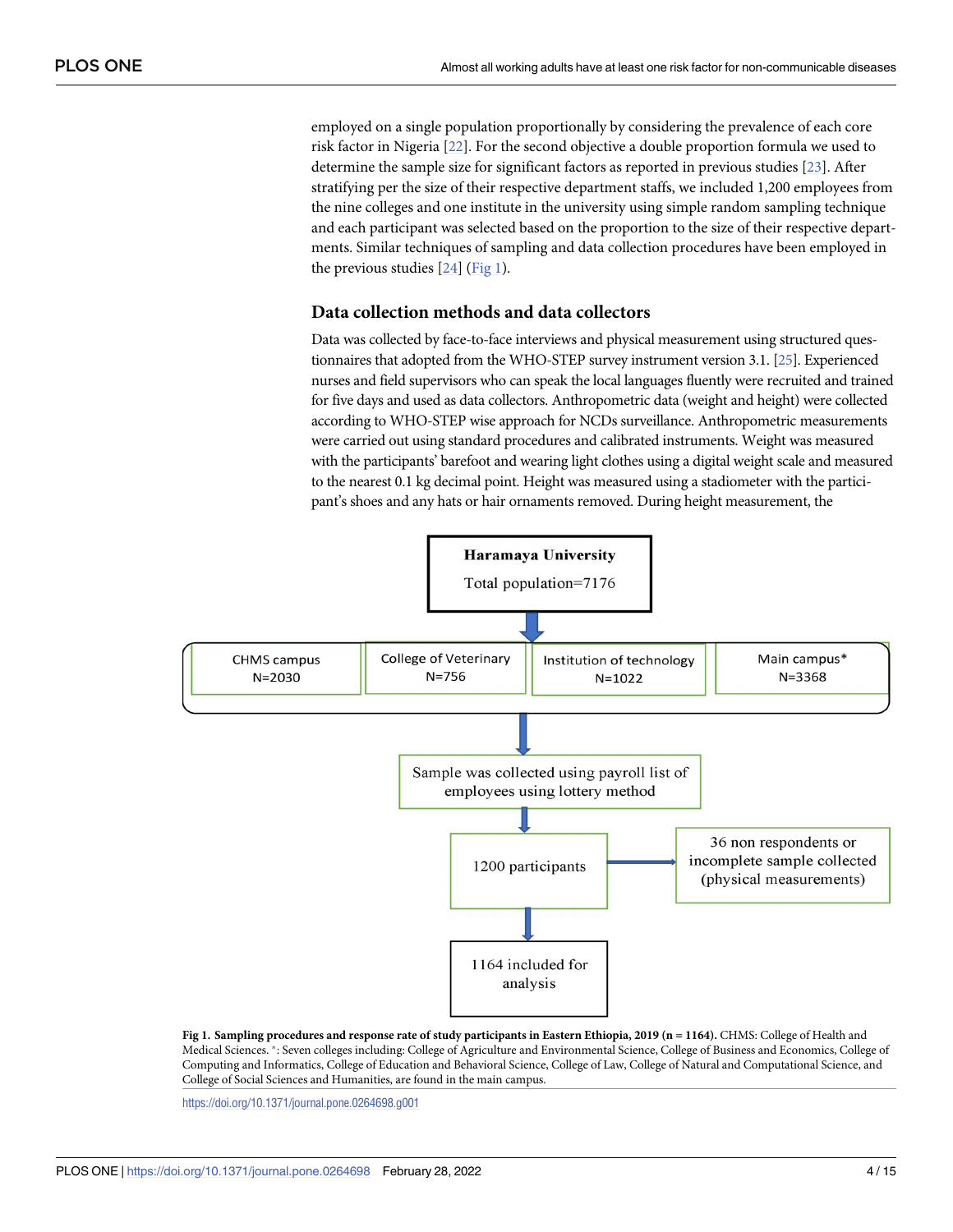employed on a single population proportionally by considering the prevalence of each core risk factor in Nigeria [22]. For the second objective a double proportion formula we used to determine the sample size for significant factors as reported in previous studies [23]. After stratifying per the size of their respective department staffs, we included 1,200 employees from the nine colleges and one institute in the university using simple random sampling technique and each participant was selected based on the proportion to the size of their respective departments. Similar techniques of sampling and data collection procedures have been employed in the previous studies [24] (Fig 1).

## Data collection methods and data collectors

Data was collected by face-to-face interviews and physical measurement using structured questionnaires that adopted from the WHO-STEP survey instrument version 3.1. [25]. Experienced nurses and field supervisors who can speak the local languages fluently were recruited and trained for five days and used as data collectors. Anthropometric data (weight and height) were collected according to WHO-STEP wise approach for NCDs surveillance. Anthropometric measurements were carried out using standard procedures and calibrated instruments. Weight was measured with the participants' barefoot and wearing light clothes using a digital weight scale and measured to the nearest 0.1 kg decimal point. Height was measured using a stadiometer with the participant's shoes and any hats or hair ornaments removed. During height measurement, the

Haramaya University
Total population=7176

CHMS campus N=2030 | College of Veterinary N=756 | Institution of technology N=1022 | Main campus* N=3368

Sample was collected using payroll list of employees using lottery method

1200 participants → 36 non respondents or incomplete sample collected (physical measurements)

1164 included for analysis

**Fig 1. Sampling procedures and response rate of study participants in Eastern Ethiopia, 2019 (n = 1164).** CHMS: College of Health and Medical Sciences. *: Seven colleges including: College of Agriculture and Environmental Science, College of Business and Economics, College of Computing and Informatics, College of Education and Behavioral Science, College of Law, College of Natural and Computational Science, and College of Social Sciences and Humanities, are found in the main campus.

https://doi.org/10.1371/journal.pone.0264698.g001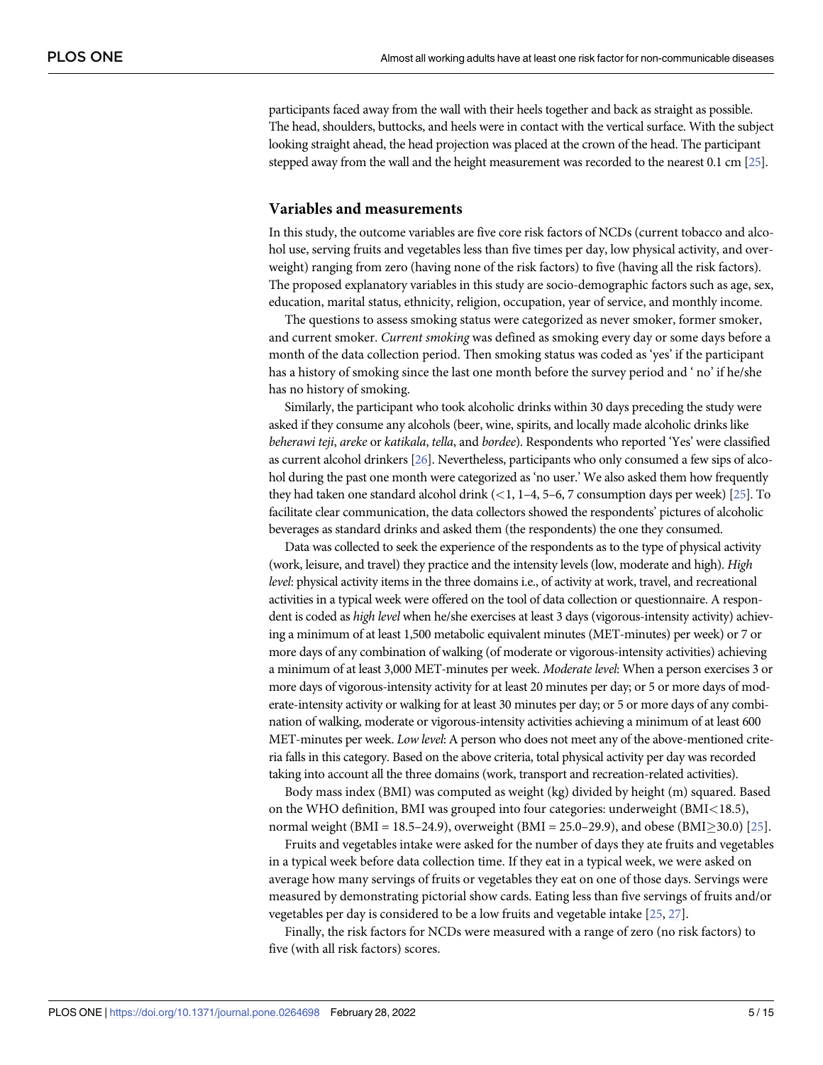participants faced away from the wall with their heels together and back as straight as possible. The head, shoulders, buttocks, and heels were in contact with the vertical surface. With the subject looking straight ahead, the head projection was placed at the crown of the head. The participant stepped away from the wall and the height measurement was recorded to the nearest 0.1 cm [25].

## Variables and measurements

In this study, the outcome variables are five core risk factors of NCDs (current tobacco and alcohol use, serving fruits and vegetables less than five times per day, low physical activity, and overweight) ranging from zero (having none of the risk factors) to five (having all the risk factors). The proposed explanatory variables in this study are socio-demographic factors such as age, sex, education, marital status, ethnicity, religion, occupation, year of service, and monthly income.

The questions to assess smoking status were categorized as never smoker, former smoker, and current smoker. *Current smoking* was defined as smoking every day or some days before a month of the data collection period. Then smoking status was coded as 'yes' if the participant has a history of smoking since the last one month before the survey period and ' no' if he/she has no history of smoking.

Similarly, the participant who took alcoholic drinks within 30 days preceding the study were asked if they consume any alcohols (beer, wine, spirits, and locally made alcoholic drinks like *beherawi teji*, *areke* or *katikala*, *tella*, and *bordee*). Respondents who reported 'Yes' were classified as current alcohol drinkers [26]. Nevertheless, participants who only consumed a few sips of alcohol during the past one month were categorized as 'no user.' We also asked them how frequently they had taken one standard alcohol drink (<1, 1–4, 5–6, 7 consumption days per week) [25]. To facilitate clear communication, the data collectors showed the respondents' pictures of alcoholic beverages as standard drinks and asked them (the respondents) the one they consumed.

Data was collected to seek the experience of the respondents as to the type of physical activity (work, leisure, and travel) they practice and the intensity levels (low, moderate and high). *High level*: physical activity items in the three domains i.e., of activity at work, travel, and recreational activities in a typical week were offered on the tool of data collection or questionnaire. A respondent is coded as *high level* when he/she exercises at least 3 days (vigorous-intensity activity) achieving a minimum of at least 1,500 metabolic equivalent minutes (MET-minutes) per week) or 7 or more days of any combination of walking (of moderate or vigorous-intensity activities) achieving a minimum of at least 3,000 MET-minutes per week. *Moderate level*: When a person exercises 3 or more days of vigorous-intensity activity for at least 20 minutes per day; or 5 or more days of moderate-intensity activity or walking for at least 30 minutes per day; or 5 or more days of any combination of walking, moderate or vigorous-intensity activities achieving a minimum of at least 600 MET-minutes per week. *Low level*: A person who does not meet any of the above-mentioned criteria falls in this category. Based on the above criteria, total physical activity per day was recorded taking into account all the three domains (work, transport and recreation-related activities).

Body mass index (BMI) was computed as weight (kg) divided by height (m) squared. Based on the WHO definition, BMI was grouped into four categories: underweight (BMI<18.5), normal weight (BMI = 18.5–24.9), overweight (BMI = 25.0–29.9), and obese (BMI≥30.0) [25].

Fruits and vegetables intake were asked for the number of days they ate fruits and vegetables in a typical week before data collection time. If they eat in a typical week, we were asked on average how many servings of fruits or vegetables they eat on one of those days. Servings were measured by demonstrating pictorial show cards. Eating less than five servings of fruits and/or vegetables per day is considered to be a low fruits and vegetable intake [25, 27].

Finally, the risk factors for NCDs were measured with a range of zero (no risk factors) to five (with all risk factors) scores.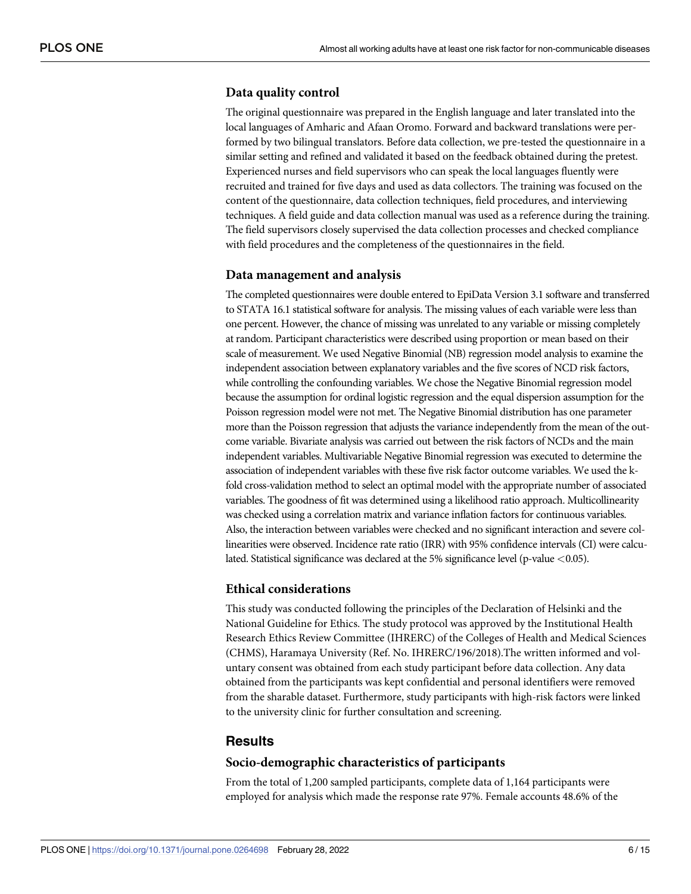### Data quality control

The original questionnaire was prepared in the English language and later translated into the local languages of Amharic and Afaan Oromo. Forward and backward translations were performed by two bilingual translators. Before data collection, we pre-tested the questionnaire in a similar setting and refined and validated it based on the feedback obtained during the pretest. Experienced nurses and field supervisors who can speak the local languages fluently were recruited and trained for five days and used as data collectors. The training was focused on the content of the questionnaire, data collection techniques, field procedures, and interviewing techniques. A field guide and data collection manual was used as a reference during the training. The field supervisors closely supervised the data collection processes and checked compliance with field procedures and the completeness of the questionnaires in the field.

### Data management and analysis

The completed questionnaires were double entered to EpiData Version 3.1 software and transferred to STATA 16.1 statistical software for analysis. The missing values of each variable were less than one percent. However, the chance of missing was unrelated to any variable or missing completely at random. Participant characteristics were described using proportion or mean based on their scale of measurement. We used Negative Binomial (NB) regression model analysis to examine the independent association between explanatory variables and the five scores of NCD risk factors, while controlling the confounding variables. We chose the Negative Binomial regression model because the assumption for ordinal logistic regression and the equal dispersion assumption for the Poisson regression model were not met. The Negative Binomial distribution has one parameter more than the Poisson regression that adjusts the variance independently from the mean of the outcome variable. Bivariate analysis was carried out between the risk factors of NCDs and the main independent variables. Multivariable Negative Binomial regression was executed to determine the association of independent variables with these five risk factor outcome variables. We used the k-fold cross-validation method to select an optimal model with the appropriate number of associated variables. The goodness of fit was determined using a likelihood ratio approach. Multicollinearity was checked using a correlation matrix and variance inflation factors for continuous variables. Also, the interaction between variables were checked and no significant interaction and severe collinearities were observed. Incidence rate ratio (IRR) with 95% confidence intervals (CI) were calculated. Statistical significance was declared at the 5% significance level (p-value $<0.05$).

### Ethical considerations

This study was conducted following the principles of the Declaration of Helsinki and the National Guideline for Ethics. The study protocol was approved by the Institutional Health Research Ethics Review Committee (IHRERC) of the Colleges of Health and Medical Sciences (CHMS), Haramaya University (Ref. No. IHRERC/196/2018).The written informed and voluntary consent was obtained from each study participant before data collection. Any data obtained from the participants was kept confidential and personal identifiers were removed from the sharable dataset. Furthermore, study participants with high-risk factors were linked to the university clinic for further consultation and screening.

## Results

### Socio-demographic characteristics of participants

From the total of 1,200 sampled participants, complete data of 1,164 participants were employed for analysis which made the response rate 97%. Female accounts 48.6% of the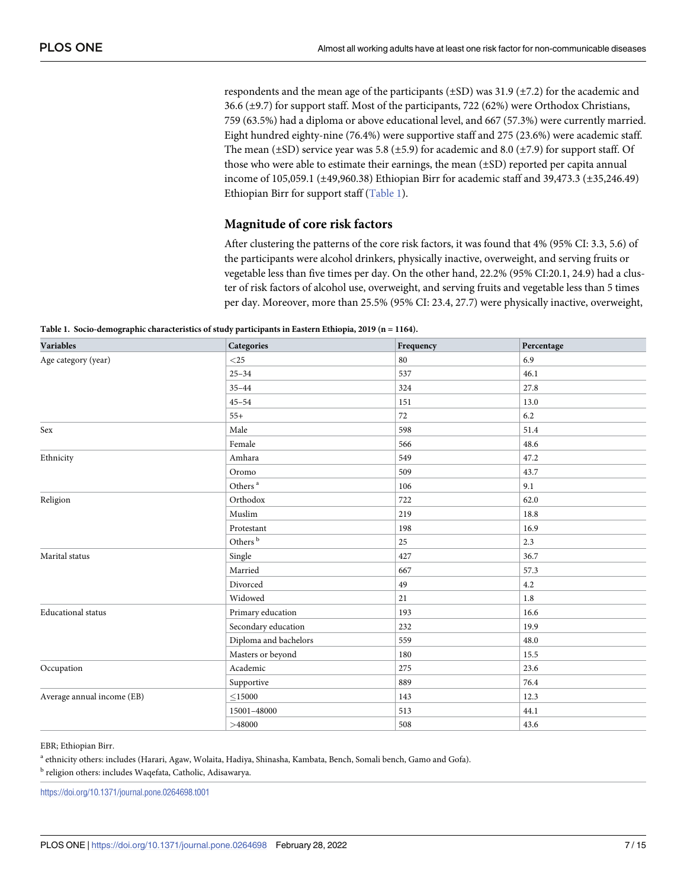respondents and the mean age of the participants (±SD) was 31.9 (±7.2) for the academic and 36.6 (±9.7) for support staff. Most of the participants, 722 (62%) were Orthodox Christians, 759 (63.5%) had a diploma or above educational level, and 667 (57.3%) were currently married. Eight hundred eighty-nine (76.4%) were supportive staff and 275 (23.6%) were academic staff. The mean (±SD) service year was 5.8 (±5.9) for academic and 8.0 (±7.9) for support staff. Of those who were able to estimate their earnings, the mean (±SD) reported per capita annual income of 105,059.1 (±49,960.38) Ethiopian Birr for academic staff and 39,473.3 (±35,246.49) Ethiopian Birr for support staff (Table 1).

## Magnitude of core risk factors

After clustering the patterns of the core risk factors, it was found that 4% (95% CI: 3.3, 5.6) of the participants were alcohol drinkers, physically inactive, overweight, and serving fruits or vegetable less than five times per day. On the other hand, 22.2% (95% CI:20.1, 24.9) had a cluster of risk factors of alcohol use, overweight, and serving fruits and vegetable less than 5 times per day. Moreover, more than 25.5% (95% CI: 23.4, 27.7) were physically inactive, overweight,

**Table 1. Socio-demographic characteristics of study participants in Eastern Ethiopia, 2019 (n = 1164).**

| Variables | Categories | Frequency | Percentage |
|---|---|---|---|
| Age category (year) | <25 | 80 | 6.9 |
| | 25–34 | 537 | 46.1 |
| | 35–44 | 324 | 27.8 |
| | 45–54 | 151 | 13.0 |
| | 55+ | 72 | 6.2 |
| Sex | Male | 598 | 51.4 |
| | Female | 566 | 48.6 |
| Ethnicity | Amhara | 549 | 47.2 |
| | Oromo | 509 | 43.7 |
| | Others [a] | 106 | 9.1 |
| Religion | Orthodox | 722 | 62.0 |
| | Muslim | 219 | 18.8 |
| | Protestant | 198 | 16.9 |
| | Others [b] | 25 | 2.3 |
| Marital status | Single | 427 | 36.7 |
| | Married | 667 | 57.3 |
| | Divorced | 49 | 4.2 |
| | Widowed | 21 | 1.8 |
| Educational status | Primary education | 193 | 16.6 |
| | Secondary education | 232 | 19.9 |
| | Diploma and bachelors | 559 | 48.0 |
| | Masters or beyond | 180 | 15.5 |
| Occupation | Academic | 275 | 23.6 |
| | Supportive | 889 | 76.4 |
| Average annual income (EB) | ≤15000 | 143 | 12.3 |
| | 15001–48000 | 513 | 44.1 |
| | >48000 | 508 | 43.6 |

EBR; Ethiopian Birr.

[a] ethnicity others: includes (Harari, Agaw, Wolaita, Hadiya, Shinasha, Kambata, Bench, Somali bench, Gamo and Gofa).

[b] religion others: includes Waqefata, Catholic, Adisawarya.

https://doi.org/10.1371/journal.pone.0264698.t001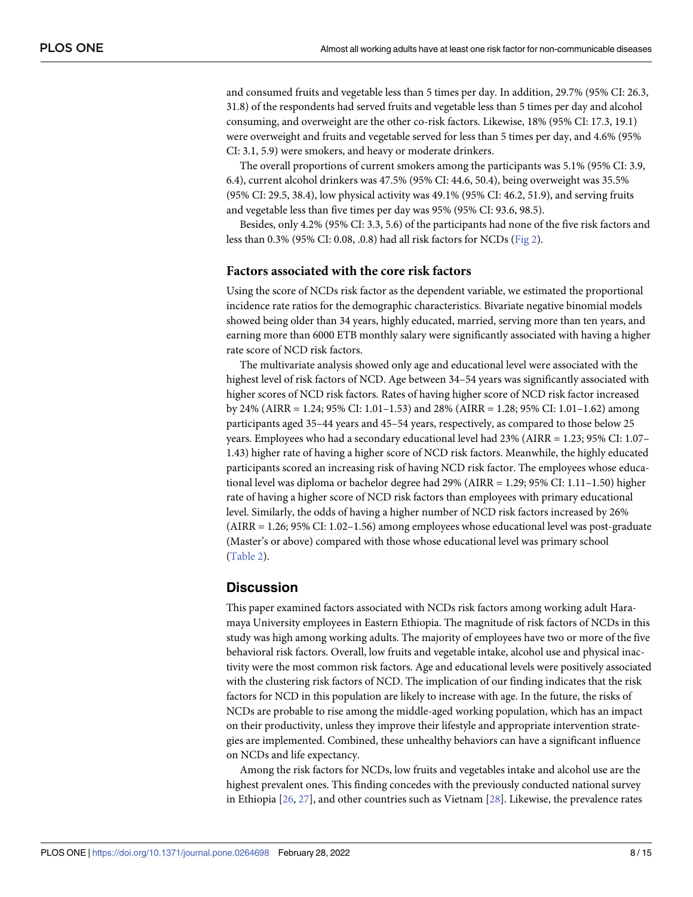and consumed fruits and vegetable less than 5 times per day. In addition, 29.7% (95% CI: 26.3, 31.8) of the respondents had served fruits and vegetable less than 5 times per day and alcohol consuming, and overweight are the other co-risk factors. Likewise, 18% (95% CI: 17.3, 19.1) were overweight and fruits and vegetable served for less than 5 times per day, and 4.6% (95% CI: 3.1, 5.9) were smokers, and heavy or moderate drinkers.

The overall proportions of current smokers among the participants was 5.1% (95% CI: 3.9, 6.4), current alcohol drinkers was 47.5% (95% CI: 44.6, 50.4), being overweight was 35.5% (95% CI: 29.5, 38.4), low physical activity was 49.1% (95% CI: 46.2, 51.9), and serving fruits and vegetable less than five times per day was 95% (95% CI: 93.6, 98.5).

Besides, only 4.2% (95% CI: 3.3, 5.6) of the participants had none of the five risk factors and less than 0.3% (95% CI: 0.08, .0.8) had all risk factors for NCDs (Fig 2).

### Factors associated with the core risk factors

Using the score of NCDs risk factor as the dependent variable, we estimated the proportional incidence rate ratios for the demographic characteristics. Bivariate negative binomial models showed being older than 34 years, highly educated, married, serving more than ten years, and earning more than 6000 ETB monthly salary were significantly associated with having a higher rate score of NCD risk factors.

The multivariate analysis showed only age and educational level were associated with the highest level of risk factors of NCD. Age between 34–54 years was significantly associated with higher scores of NCD risk factors. Rates of having higher score of NCD risk factor increased by 24% (AIRR = 1.24; 95% CI: 1.01–1.53) and 28% (AIRR = 1.28; 95% CI: 1.01–1.62) among participants aged 35–44 years and 45–54 years, respectively, as compared to those below 25 years. Employees who had a secondary educational level had 23% (AIRR = 1.23; 95% CI: 1.07–1.43) higher rate of having a higher score of NCD risk factors. Meanwhile, the highly educated participants scored an increasing risk of having NCD risk factor. The employees whose educational level was diploma or bachelor degree had 29% (AIRR = 1.29; 95% CI: 1.11–1.50) higher rate of having a higher score of NCD risk factors than employees with primary educational level. Similarly, the odds of having a higher number of NCD risk factors increased by 26% (AIRR = 1.26; 95% CI: 1.02–1.56) among employees whose educational level was post-graduate (Master's or above) compared with those whose educational level was primary school (Table 2).

## Discussion

This paper examined factors associated with NCDs risk factors among working adult Haramaya University employees in Eastern Ethiopia. The magnitude of risk factors of NCDs in this study was high among working adults. The majority of employees have two or more of the five behavioral risk factors. Overall, low fruits and vegetable intake, alcohol use and physical inactivity were the most common risk factors. Age and educational levels were positively associated with the clustering risk factors of NCD. The implication of our finding indicates that the risk factors for NCD in this population are likely to increase with age. In the future, the risks of NCDs are probable to rise among the middle-aged working population, which has an impact on their productivity, unless they improve their lifestyle and appropriate intervention strategies are implemented. Combined, these unhealthy behaviors can have a significant influence on NCDs and life expectancy.

Among the risk factors for NCDs, low fruits and vegetables intake and alcohol use are the highest prevalent ones. This finding concedes with the previously conducted national survey in Ethiopia [26, 27], and other countries such as Vietnam [28]. Likewise, the prevalence rates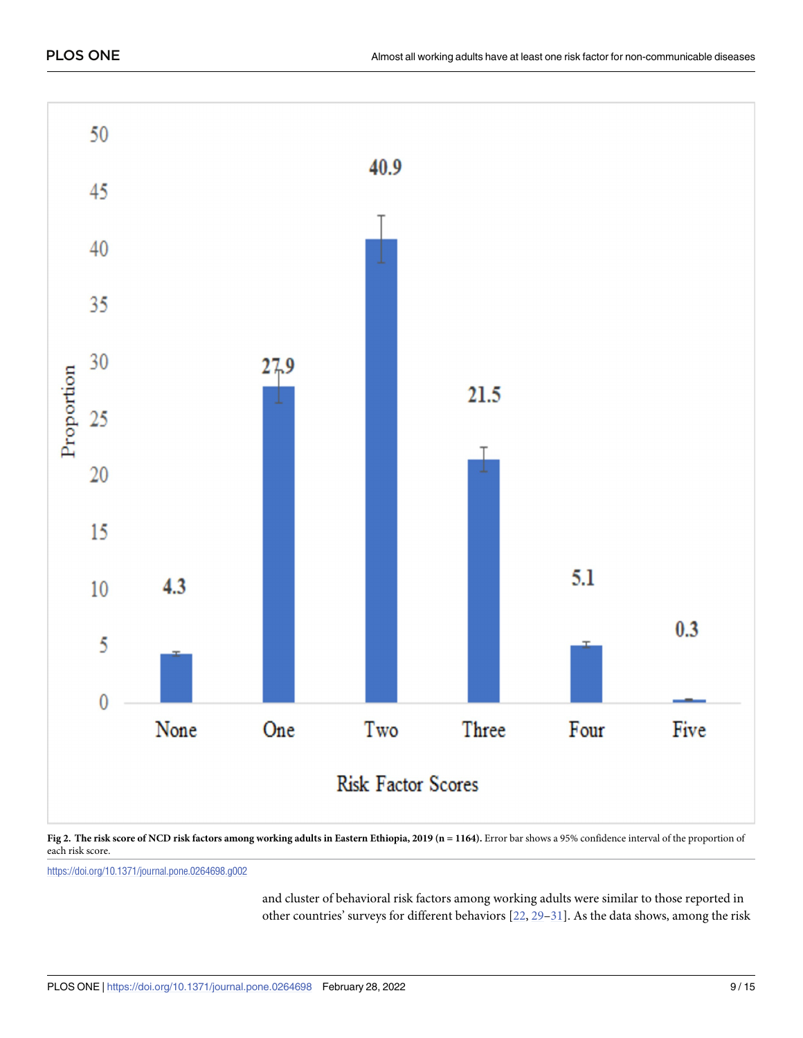**Fig 2. The risk score of NCD risk factors among working adults in Eastern Ethiopia, 2019 (n = 1164).** Error bar shows a 95% confidence interval of the proportion of each risk score.

https://doi.org/10.1371/journal.pone.0264698.g002

and cluster of behavioral risk factors among working adults were similar to those reported in other countries' surveys for different behaviors [22, 29–31]. As the data shows, among the risk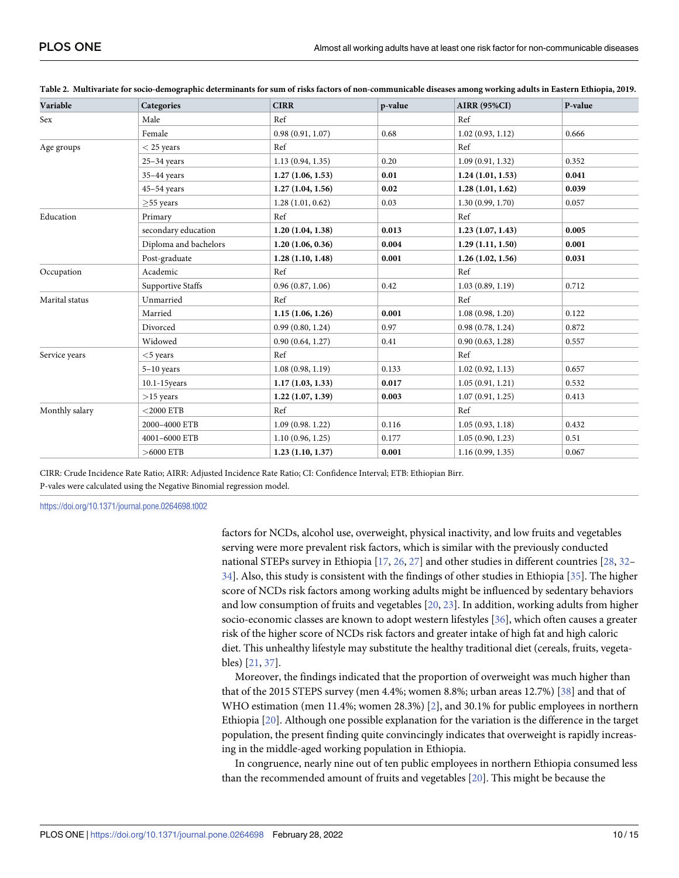**Table 2. Multivariate for socio-demographic determinants for sum of risks factors of non-communicable diseases among working adults in Eastern Ethiopia, 2019.**

| Variable | Categories | CIRR | p-value | AIRR (95%CI) | P-value |
|---|---|---|---|---|---|
| Sex | Male | Ref | | Ref | |
| | Female | 0.98 (0.91, 1.07) | 0.68 | 1.02 (0.93, 1.12) | 0.666 |
| Age groups | < 25 years | Ref | | Ref | |
| | 25–34 years | 1.13 (0.94, 1.35) | 0.20 | 1.09 (0.91, 1.32) | 0.352 |
| | 35–44 years | **1.27 (1.06, 1.53)** | **0.01** | **1.24 (1.01, 1.53)** | **0.041** |
| | 45–54 years | **1.27 (1.04, 1.56)** | **0.02** | **1.28 (1.01, 1.62)** | **0.039** |
| | ≥55 years | 1.28 (1.01, 0.62) | 0.03 | 1.30 (0.99, 1.70) | 0.057 |
| Education | Primary | Ref | | Ref | |
| | secondary education | **1.20 (1.04, 1.38)** | **0.013** | **1.23 (1.07, 1.43)** | **0.005** |
| | Diploma and bachelors | **1.20 (1.06, 0.36)** | **0.004** | **1.29 (1.11, 1.50)** | **0.001** |
| | Post-graduate | **1.28 (1.10, 1.48)** | **0.001** | **1.26 (1.02, 1.56)** | **0.031** |
| Occupation | Academic | Ref | | Ref | |
| | Supportive Staffs | 0.96 (0.87, 1.06) | 0.42 | 1.03 (0.89, 1.19) | 0.712 |
| Marital status | Unmarried | Ref | | Ref | |
| | Married | **1.15 (1.06, 1.26)** | **0.001** | 1.08 (0.98, 1.20) | 0.122 |
| | Divorced | 0.99 (0.80, 1.24) | 0.97 | 0.98 (0.78, 1.24) | 0.872 |
| | Widowed | 0.90 (0.64, 1.27) | 0.41 | 0.90 (0.63, 1.28) | 0.557 |
| Service years | <5 years | Ref | | Ref | |
| | 5–10 years | 1.08 (0.98, 1.19) | 0.133 | 1.02 (0.92, 1.13) | 0.657 |
| | 10.1-15years | **1.17 (1.03, 1.33)** | **0.017** | 1.05 (0.91, 1.21) | 0.532 |
| | >15 years | **1.22 (1.07, 1.39)** | **0.003** | 1.07 (0.91, 1.25) | 0.413 |
| Monthly salary | <2000 ETB | Ref | | Ref | |
| | 2000–4000 ETB | 1.09 (0.98. 1.22) | 0.116 | 1.05 (0.93, 1.18) | 0.432 |
| | 4001–6000 ETB | 1.10 (0.96, 1.25) | 0.177 | 1.05 (0.90, 1.23) | 0.51 |
| | >6000 ETB | **1.23 (1.10, 1.37)** | **0.001** | 1.16 (0.99, 1.35) | 0.067 |

CIRR: Crude Incidence Rate Ratio; AIRR: Adjusted Incidence Rate Ratio; CI: Confidence Interval; ETB: Ethiopian Birr.
P-vales were calculated using the Negative Binomial regression model.

https://doi.org/10.1371/journal.pone.0264698.t002

factors for NCDs, alcohol use, overweight, physical inactivity, and low fruits and vegetables serving were more prevalent risk factors, which is similar with the previously conducted national STEPs survey in Ethiopia [17, 26, 27] and other studies in different countries [28, 32–34]. Also, this study is consistent with the findings of other studies in Ethiopia [35]. The higher score of NCDs risk factors among working adults might be influenced by sedentary behaviors and low consumption of fruits and vegetables [20, 23]. In addition, working adults from higher socio-economic classes are known to adopt western lifestyles [36], which often causes a greater risk of the higher score of NCDs risk factors and greater intake of high fat and high caloric diet. This unhealthy lifestyle may substitute the healthy traditional diet (cereals, fruits, vegetables) [21, 37].

Moreover, the findings indicated that the proportion of overweight was much higher than that of the 2015 STEPS survey (men 4.4%; women 8.8%; urban areas 12.7%) [38] and that of WHO estimation (men 11.4%; women 28.3%) [2], and 30.1% for public employees in northern Ethiopia [20]. Although one possible explanation for the variation is the difference in the target population, the present finding quite convincingly indicates that overweight is rapidly increasing in the middle-aged working population in Ethiopia.

In congruence, nearly nine out of ten public employees in northern Ethiopia consumed less than the recommended amount of fruits and vegetables [20]. This might be because the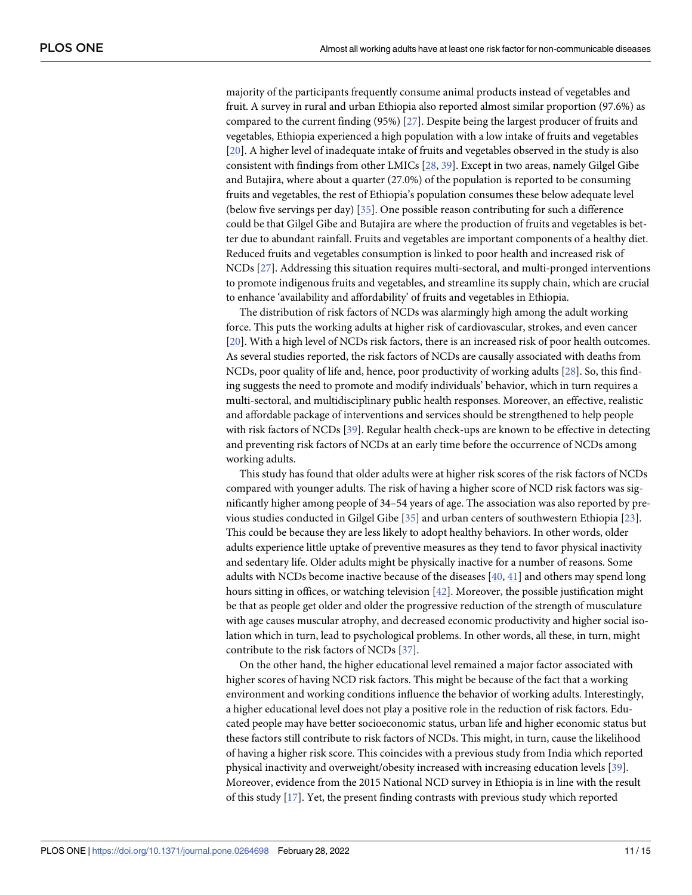majority of the participants frequently consume animal products instead of vegetables and fruit. A survey in rural and urban Ethiopia also reported almost similar proportion (97.6%) as compared to the current finding (95%) [27]. Despite being the largest producer of fruits and vegetables, Ethiopia experienced a high population with a low intake of fruits and vegetables [20]. A higher level of inadequate intake of fruits and vegetables observed in the study is also consistent with findings from other LMICs [28, 39]. Except in two areas, namely Gilgel Gibe and Butajira, where about a quarter (27.0%) of the population is reported to be consuming fruits and vegetables, the rest of Ethiopia's population consumes these below adequate level (below five servings per day) [35]. One possible reason contributing for such a difference could be that Gilgel Gibe and Butajira are where the production of fruits and vegetables is better due to abundant rainfall. Fruits and vegetables are important components of a healthy diet. Reduced fruits and vegetables consumption is linked to poor health and increased risk of NCDs [27]. Addressing this situation requires multi-sectoral, and multi-pronged interventions to promote indigenous fruits and vegetables, and streamline its supply chain, which are crucial to enhance 'availability and affordability' of fruits and vegetables in Ethiopia.

The distribution of risk factors of NCDs was alarmingly high among the adult working force. This puts the working adults at higher risk of cardiovascular, strokes, and even cancer [20]. With a high level of NCDs risk factors, there is an increased risk of poor health outcomes. As several studies reported, the risk factors of NCDs are causally associated with deaths from NCDs, poor quality of life and, hence, poor productivity of working adults [28]. So, this finding suggests the need to promote and modify individuals' behavior, which in turn requires a multi-sectoral, and multidisciplinary public health responses. Moreover, an effective, realistic and affordable package of interventions and services should be strengthened to help people with risk factors of NCDs [39]. Regular health check-ups are known to be effective in detecting and preventing risk factors of NCDs at an early time before the occurrence of NCDs among working adults.

This study has found that older adults were at higher risk scores of the risk factors of NCDs compared with younger adults. The risk of having a higher score of NCD risk factors was significantly higher among people of 34–54 years of age. The association was also reported by previous studies conducted in Gilgel Gibe [35] and urban centers of southwestern Ethiopia [23]. This could be because they are less likely to adopt healthy behaviors. In other words, older adults experience little uptake of preventive measures as they tend to favor physical inactivity and sedentary life. Older adults might be physically inactive for a number of reasons. Some adults with NCDs become inactive because of the diseases [40, 41] and others may spend long hours sitting in offices, or watching television [42]. Moreover, the possible justification might be that as people get older and older the progressive reduction of the strength of musculature with age causes muscular atrophy, and decreased economic productivity and higher social isolation which in turn, lead to psychological problems. In other words, all these, in turn, might contribute to the risk factors of NCDs [37].

On the other hand, the higher educational level remained a major factor associated with higher scores of having NCD risk factors. This might be because of the fact that a working environment and working conditions influence the behavior of working adults. Interestingly, a higher educational level does not play a positive role in the reduction of risk factors. Educated people may have better socioeconomic status, urban life and higher economic status but these factors still contribute to risk factors of NCDs. This might, in turn, cause the likelihood of having a higher risk score. This coincides with a previous study from India which reported physical inactivity and overweight/obesity increased with increasing education levels [39]. Moreover, evidence from the 2015 National NCD survey in Ethiopia is in line with the result of this study [17]. Yet, the present finding contrasts with previous study which reported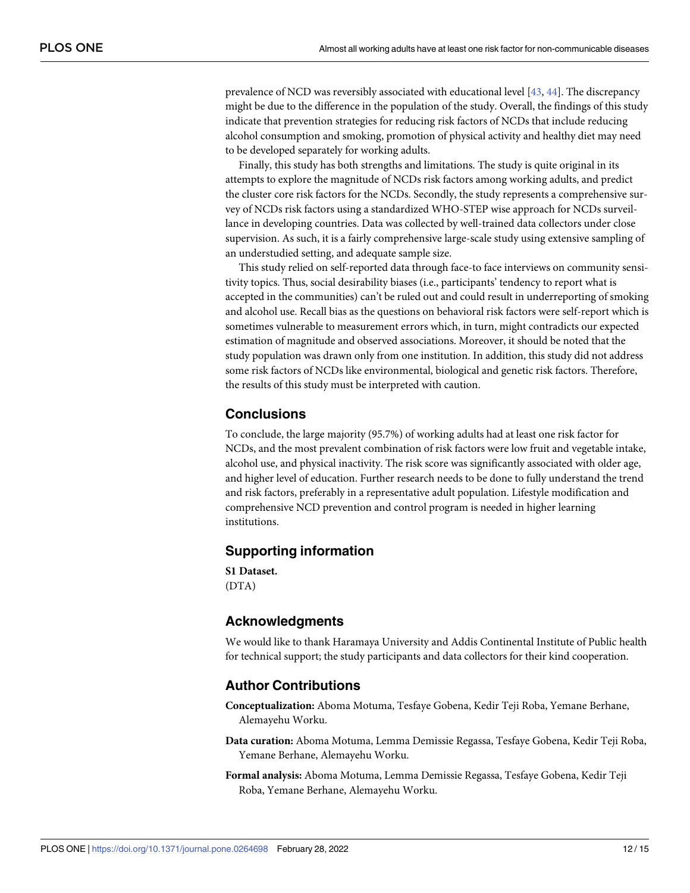prevalence of NCD was reversibly associated with educational level [43, 44]. The discrepancy might be due to the difference in the population of the study. Overall, the findings of this study indicate that prevention strategies for reducing risk factors of NCDs that include reducing alcohol consumption and smoking, promotion of physical activity and healthy diet may need to be developed separately for working adults.

Finally, this study has both strengths and limitations. The study is quite original in its attempts to explore the magnitude of NCDs risk factors among working adults, and predict the cluster core risk factors for the NCDs. Secondly, the study represents a comprehensive survey of NCDs risk factors using a standardized WHO-STEP wise approach for NCDs surveillance in developing countries. Data was collected by well-trained data collectors under close supervision. As such, it is a fairly comprehensive large-scale study using extensive sampling of an understudied setting, and adequate sample size.

This study relied on self-reported data through face-to face interviews on community sensitivity topics. Thus, social desirability biases (i.e., participants' tendency to report what is accepted in the communities) can't be ruled out and could result in underreporting of smoking and alcohol use. Recall bias as the questions on behavioral risk factors were self-report which is sometimes vulnerable to measurement errors which, in turn, might contradicts our expected estimation of magnitude and observed associations. Moreover, it should be noted that the study population was drawn only from one institution. In addition, this study did not address some risk factors of NCDs like environmental, biological and genetic risk factors. Therefore, the results of this study must be interpreted with caution.

## Conclusions

To conclude, the large majority (95.7%) of working adults had at least one risk factor for NCDs, and the most prevalent combination of risk factors were low fruit and vegetable intake, alcohol use, and physical inactivity. The risk score was significantly associated with older age, and higher level of education. Further research needs to be done to fully understand the trend and risk factors, preferably in a representative adult population. Lifestyle modification and comprehensive NCD prevention and control program is needed in higher learning institutions.

## Supporting information

**S1 Dataset.**
(DTA)

## Acknowledgments

We would like to thank Haramaya University and Addis Continental Institute of Public health for technical support; the study participants and data collectors for their kind cooperation.

## Author Contributions

**Conceptualization:** Aboma Motuma, Tesfaye Gobena, Kedir Teji Roba, Yemane Berhane, Alemayehu Worku.

**Data curation:** Aboma Motuma, Lemma Demissie Regassa, Tesfaye Gobena, Kedir Teji Roba, Yemane Berhane, Alemayehu Worku.

**Formal analysis:** Aboma Motuma, Lemma Demissie Regassa, Tesfaye Gobena, Kedir Teji Roba, Yemane Berhane, Alemayehu Worku.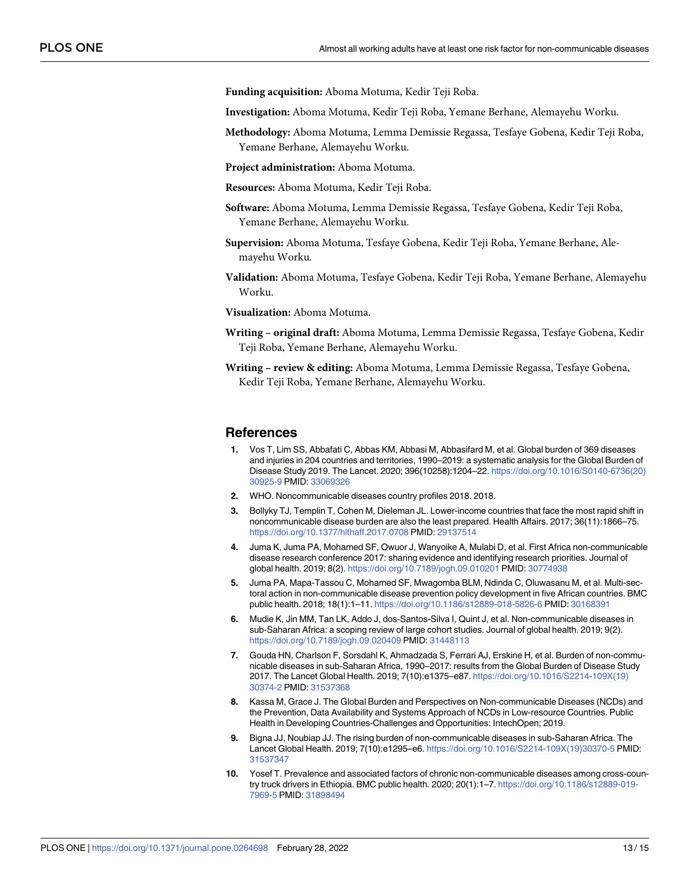**Funding acquisition:** Aboma Motuma, Kedir Teji Roba.

**Investigation:** Aboma Motuma, Kedir Teji Roba, Yemane Berhane, Alemayehu Worku.

**Methodology:** Aboma Motuma, Lemma Demissie Regassa, Tesfaye Gobena, Kedir Teji Roba, Yemane Berhane, Alemayehu Worku.

**Project administration:** Aboma Motuma.

**Resources:** Aboma Motuma, Kedir Teji Roba.

**Software:** Aboma Motuma, Lemma Demissie Regassa, Tesfaye Gobena, Kedir Teji Roba, Yemane Berhane, Alemayehu Worku.

**Supervision:** Aboma Motuma, Tesfaye Gobena, Kedir Teji Roba, Yemane Berhane, Alemayehu Worku.

**Validation:** Aboma Motuma, Tesfaye Gobena, Kedir Teji Roba, Yemane Berhane, Alemayehu Worku.

**Visualization:** Aboma Motuma.

**Writing – original draft:** Aboma Motuma, Lemma Demissie Regassa, Tesfaye Gobena, Kedir Teji Roba, Yemane Berhane, Alemayehu Worku.

**Writing – review & editing:** Aboma Motuma, Lemma Demissie Regassa, Tesfaye Gobena, Kedir Teji Roba, Yemane Berhane, Alemayehu Worku.

## References

1. Vos T, Lim SS, Abbafati C, Abbas KM, Abbasi M, Abbasifard M, et al. Global burden of 369 diseases and injuries in 204 countries and territories, 1990–2019: a systematic analysis for the Global Burden of Disease Study 2019. The Lancet. 2020; 396(10258):1204–22. https://doi.org/10.1016/S0140-6736(20)30925-9 PMID: 33069326
2. WHO. Noncommunicable diseases country profiles 2018. 2018.
3. Bollyky TJ, Templin T, Cohen M, Dieleman JL. Lower-income countries that face the most rapid shift in noncommunicable disease burden are also the least prepared. Health Affairs. 2017; 36(11):1866–75. https://doi.org/10.1377/hlthaff.2017.0708 PMID: 29137514
4. Juma K, Juma PA, Mohamed SF, Owuor J, Wanyoike A, Mulabi D, et al. First Africa non-communicable disease research conference 2017: sharing evidence and identifying research priorities. Journal of global health. 2019; 8(2). https://doi.org/10.7189/jogh.09.010201 PMID: 30774938
5. Juma PA, Mapa-Tassou C, Mohamed SF, Mwagomba BLM, Ndinda C, Oluwasanu M, et al. Multi-sectoral action in non-communicable disease prevention policy development in five African countries. BMC public health. 2018; 18(1):1–11. https://doi.org/10.1186/s12889-018-5826-6 PMID: 30168391
6. Mudie K, Jin MM, Tan LK, Addo J, dos-Santos-Silva I, Quint J, et al. Non-communicable diseases in sub-Saharan Africa: a scoping review of large cohort studies. Journal of global health. 2019; 9(2). https://doi.org/10.7189/jogh.09.020409 PMID: 31448113
7. Gouda HN, Charlson F, Sorsdahl K, Ahmadzada S, Ferrari AJ, Erskine H, et al. Burden of non-communicable diseases in sub-Saharan Africa, 1990–2017: results from the Global Burden of Disease Study 2017. The Lancet Global Health. 2019; 7(10):e1375–e87. https://doi.org/10.1016/S2214-109X(19)30374-2 PMID: 31537368
8. Kassa M, Grace J. The Global Burden and Perspectives on Non-communicable Diseases (NCDs) and the Prevention, Data Availability and Systems Approach of NCDs in Low-resource Countries. Public Health in Developing Countries-Challenges and Opportunities: IntechOpen; 2019.
9. Bigna JJ, Noubiap JJ. The rising burden of non-communicable diseases in sub-Saharan Africa. The Lancet Global Health. 2019; 7(10):e1295–e6. https://doi.org/10.1016/S2214-109X(19)30370-5 PMID: 31537347
10. Yosef T. Prevalence and associated factors of chronic non-communicable diseases among cross-country truck drivers in Ethiopia. BMC public health. 2020; 20(1):1–7. https://doi.org/10.1186/s12889-019-7969-5 PMID: 31898494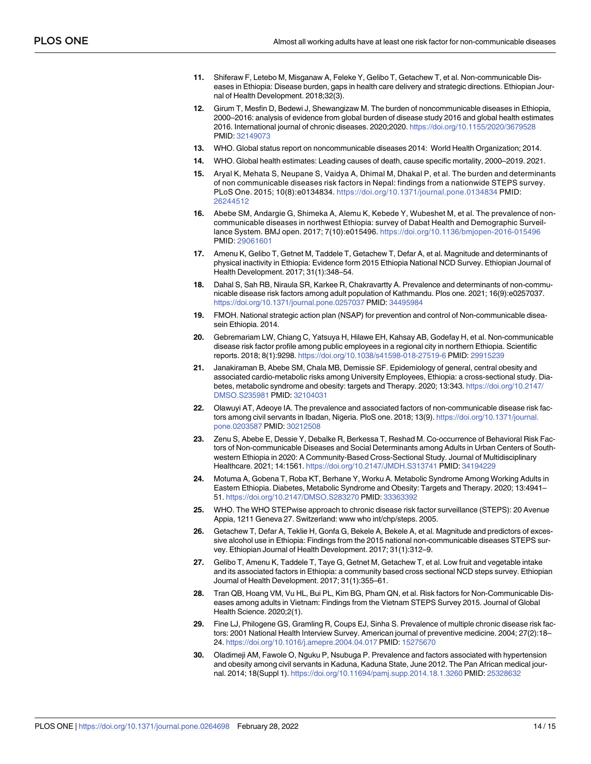11. Shiferaw F, Letebo M, Misganaw A, Feleke Y, Gelibo T, Getachew T, et al. Non-communicable Diseases in Ethiopia: Disease burden, gaps in health care delivery and strategic directions. Ethiopian Journal of Health Development. 2018;32(3).

12. Girum T, Mesfin D, Bedewi J, Shewangizaw M. The burden of noncommunicable diseases in Ethiopia, 2000–2016: analysis of evidence from global burden of disease study 2016 and global health estimates 2016. International journal of chronic diseases. 2020;2020. https://doi.org/10.1155/2020/3679528 PMID: 32149073

13. WHO. Global status report on noncommunicable diseases 2014: World Health Organization; 2014.

14. WHO. Global health estimates: Leading causes of death, cause specific mortality, 2000–2019. 2021.

15. Aryal K, Mehata S, Neupane S, Vaidya A, Dhimal M, Dhakal P, et al. The burden and determinants of non communicable diseases risk factors in Nepal: findings from a nationwide STEPS survey. PLoS One. 2015; 10(8):e0134834. https://doi.org/10.1371/journal.pone.0134834 PMID: 26244512

16. Abebe SM, Andargie G, Shimeka A, Alemu K, Kebede Y, Wubeshet M, et al. The prevalence of non-communicable diseases in northwest Ethiopia: survey of Dabat Health and Demographic Surveillance System. BMJ open. 2017; 7(10):e015496. https://doi.org/10.1136/bmjopen-2016-015496 PMID: 29061601

17. Amenu K, Gelibo T, Getnet M, Taddele T, Getachew T, Defar A, et al. Magnitude and determinants of physical inactivity in Ethiopia: Evidence form 2015 Ethiopia National NCD Survey. Ethiopian Journal of Health Development. 2017; 31(1):348–54.

18. Dahal S, Sah RB, Niraula SR, Karkee R, Chakravartty A. Prevalence and determinants of non-communicable disease risk factors among adult population of Kathmandu. Plos one. 2021; 16(9):e0257037. https://doi.org/10.1371/journal.pone.0257037 PMID: 34495984

19. FMOH. National strategic action plan (NSAP) for prevention and control of Non-communicable diseasein Ethiopia. 2014.

20. Gebremariam LW, Chiang C, Yatsuya H, Hilawe EH, Kahsay AB, Godefay H, et al. Non-communicable disease risk factor profile among public employees in a regional city in northern Ethiopia. Scientific reports. 2018; 8(1):9298. https://doi.org/10.1038/s41598-018-27519-6 PMID: 29915239

21. Janakiraman B, Abebe SM, Chala MB, Demissie SF. Epidemiology of general, central obesity and associated cardio-metabolic risks among University Employees, Ethiopia: a cross-sectional study. Diabetes, metabolic syndrome and obesity: targets and Therapy. 2020; 13:343. https://doi.org/10.2147/DMSO.S235981 PMID: 32104031

22. Olawuyi AT, Adeoye IA. The prevalence and associated factors of non-communicable disease risk factors among civil servants in Ibadan, Nigeria. PloS one. 2018; 13(9). https://doi.org/10.1371/journal.pone.0203587 PMID: 30212508

23. Zenu S, Abebe E, Dessie Y, Debalke R, Berkessa T, Reshad M. Co-occurrence of Behavioral Risk Factors of Non-communicable Diseases and Social Determinants among Adults in Urban Centers of Southwestern Ethiopia in 2020: A Community-Based Cross-Sectional Study. Journal of Multidisciplinary Healthcare. 2021; 14:1561. https://doi.org/10.2147/JMDH.S313741 PMID: 34194229

24. Motuma A, Gobena T, Roba KT, Berhane Y, Worku A. Metabolic Syndrome Among Working Adults in Eastern Ethiopia. Diabetes, Metabolic Syndrome and Obesity: Targets and Therapy. 2020; 13:4941–51. https://doi.org/10.2147/DMSO.S283270 PMID: 33363392

25. WHO. The WHO STEPwise approach to chronic disease risk factor surveillance (STEPS): 20 Avenue Appia, 1211 Geneva 27. Switzerland: www who int/chp/steps. 2005.

26. Getachew T, Defar A, Teklie H, Gonfa G, Bekele A, Bekele A, et al. Magnitude and predictors of excessive alcohol use in Ethiopia: Findings from the 2015 national non-communicable diseases STEPS survey. Ethiopian Journal of Health Development. 2017; 31(1):312–9.

27. Gelibo T, Amenu K, Taddele T, Taye G, Getnet M, Getachew T, et al. Low fruit and vegetable intake and its associated factors in Ethiopia: a community based cross sectional NCD steps survey. Ethiopian Journal of Health Development. 2017; 31(1):355–61.

28. Tran QB, Hoang VM, Vu HL, Bui PL, Kim BG, Pham QN, et al. Risk factors for Non-Communicable Diseases among adults in Vietnam: Findings from the Vietnam STEPS Survey 2015. Journal of Global Health Science. 2020;2(1).

29. Fine LJ, Philogene GS, Gramling R, Coups EJ, Sinha S. Prevalence of multiple chronic disease risk factors: 2001 National Health Interview Survey. American journal of preventive medicine. 2004; 27(2):18–24. https://doi.org/10.1016/j.amepre.2004.04.017 PMID: 15275670

30. Oladimeji AM, Fawole O, Nguku P, Nsubuga P. Prevalence and factors associated with hypertension and obesity among civil servants in Kaduna, Kaduna State, June 2012. The Pan African medical journal. 2014; 18(Suppl 1). https://doi.org/10.11694/pamj.supp.2014.18.1.3260 PMID: 25328632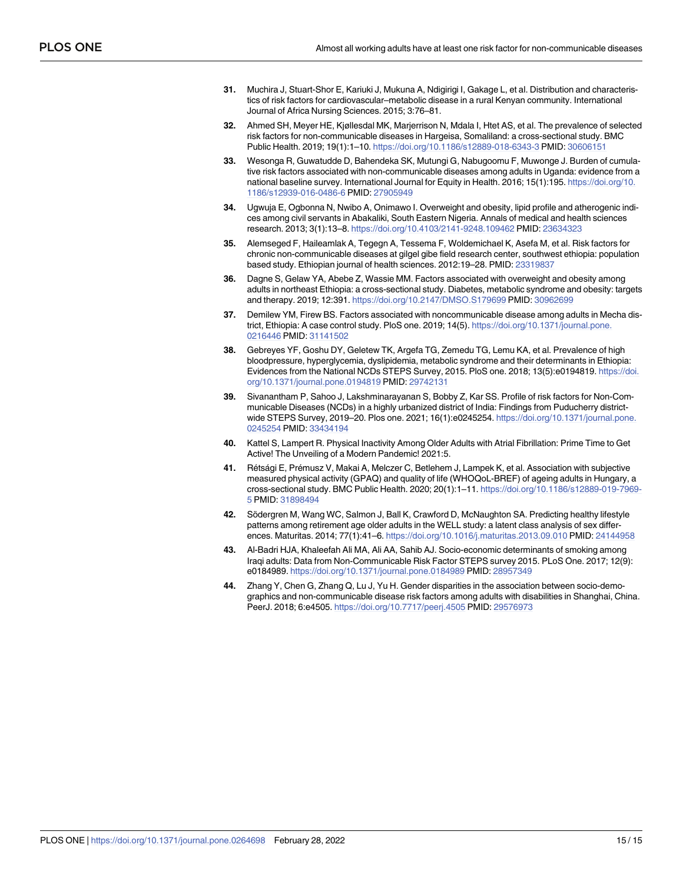31. Muchira J, Stuart-Shor E, Kariuki J, Mukuna A, Ndigirigi I, Gakage L, et al. Distribution and characteristics of risk factors for cardiovascular–metabolic disease in a rural Kenyan community. International Journal of Africa Nursing Sciences. 2015; 3:76–81.
32. Ahmed SH, Meyer HE, Kjøllesdal MK, Marjerrison N, Mdala I, Htet AS, et al. The prevalence of selected risk factors for non-communicable diseases in Hargeisa, Somaliland: a cross-sectional study. BMC Public Health. 2019; 19(1):1–10. https://doi.org/10.1186/s12889-018-6343-3 PMID: 30606151
33. Wesonga R, Guwatudde D, Bahendeka SK, Mutungi G, Nabugoomu F, Muwonge J. Burden of cumulative risk factors associated with non-communicable diseases among adults in Uganda: evidence from a national baseline survey. International Journal for Equity in Health. 2016; 15(1):195. https://doi.org/10.1186/s12939-016-0486-6 PMID: 27905949
34. Ugwuja E, Ogbonna N, Nwibo A, Onimawo I. Overweight and obesity, lipid profile and atherogenic indices among civil servants in Abakaliki, South Eastern Nigeria. Annals of medical and health sciences research. 2013; 3(1):13–8. https://doi.org/10.4103/2141-9248.109462 PMID: 23634323
35. Alemseged F, Haileamlak A, Tegegn A, Tessema F, Woldemichael K, Asefa M, et al. Risk factors for chronic non-communicable diseases at gilgel gibe field research center, southwest ethiopia: population based study. Ethiopian journal of health sciences. 2012:19–28. PMID: 23319837
36. Dagne S, Gelaw YA, Abebe Z, Wassie MM. Factors associated with overweight and obesity among adults in northeast Ethiopia: a cross-sectional study. Diabetes, metabolic syndrome and obesity: targets and therapy. 2019; 12:391. https://doi.org/10.2147/DMSO.S179699 PMID: 30962699
37. Demilew YM, Firew BS. Factors associated with noncommunicable disease among adults in Mecha district, Ethiopia: A case control study. PloS one. 2019; 14(5). https://doi.org/10.1371/journal.pone.0216446 PMID: 31141502
38. Gebreyes YF, Goshu DY, Geletew TK, Argefa TG, Zemedu TG, Lemu KA, et al. Prevalence of high bloodpressure, hyperglycemia, dyslipidemia, metabolic syndrome and their determinants in Ethiopia: Evidences from the National NCDs STEPS Survey, 2015. PloS one. 2018; 13(5):e0194819. https://doi.org/10.1371/journal.pone.0194819 PMID: 29742131
39. Sivanantham P, Sahoo J, Lakshminarayanan S, Bobby Z, Kar SS. Profile of risk factors for Non-Communicable Diseases (NCDs) in a highly urbanized district of India: Findings from Puducherry district-wide STEPS Survey, 2019–20. Plos one. 2021; 16(1):e0245254. https://doi.org/10.1371/journal.pone.0245254 PMID: 33434194
40. Kattel S, Lampert R. Physical Inactivity Among Older Adults with Atrial Fibrillation: Prime Time to Get Active! The Unveiling of a Modern Pandemic! 2021:5.
41. Rétsági E, Prémusz V, Makai A, Melczer C, Betlehem J, Lampek K, et al. Association with subjective measured physical activity (GPAQ) and quality of life (WHOQoL-BREF) of ageing adults in Hungary, a cross-sectional study. BMC Public Health. 2020; 20(1):1–11. https://doi.org/10.1186/s12889-019-7969-5 PMID: 31898494
42. Södergren M, Wang WC, Salmon J, Ball K, Crawford D, McNaughton SA. Predicting healthy lifestyle patterns among retirement age older adults in the WELL study: a latent class analysis of sex differences. Maturitas. 2014; 77(1):41–6. https://doi.org/10.1016/j.maturitas.2013.09.010 PMID: 24144958
43. Al-Badri HJA, Khaleefah Ali MA, Ali AA, Sahib AJ. Socio-economic determinants of smoking among Iraqi adults: Data from Non-Communicable Risk Factor STEPS survey 2015. PLoS One. 2017; 12(9): e0184989. https://doi.org/10.1371/journal.pone.0184989 PMID: 28957349
44. Zhang Y, Chen G, Zhang Q, Lu J, Yu H. Gender disparities in the association between socio-demographics and non-communicable disease risk factors among adults with disabilities in Shanghai, China. PeerJ. 2018; 6:e4505. https://doi.org/10.7717/peerj.4505 PMID: 29576973